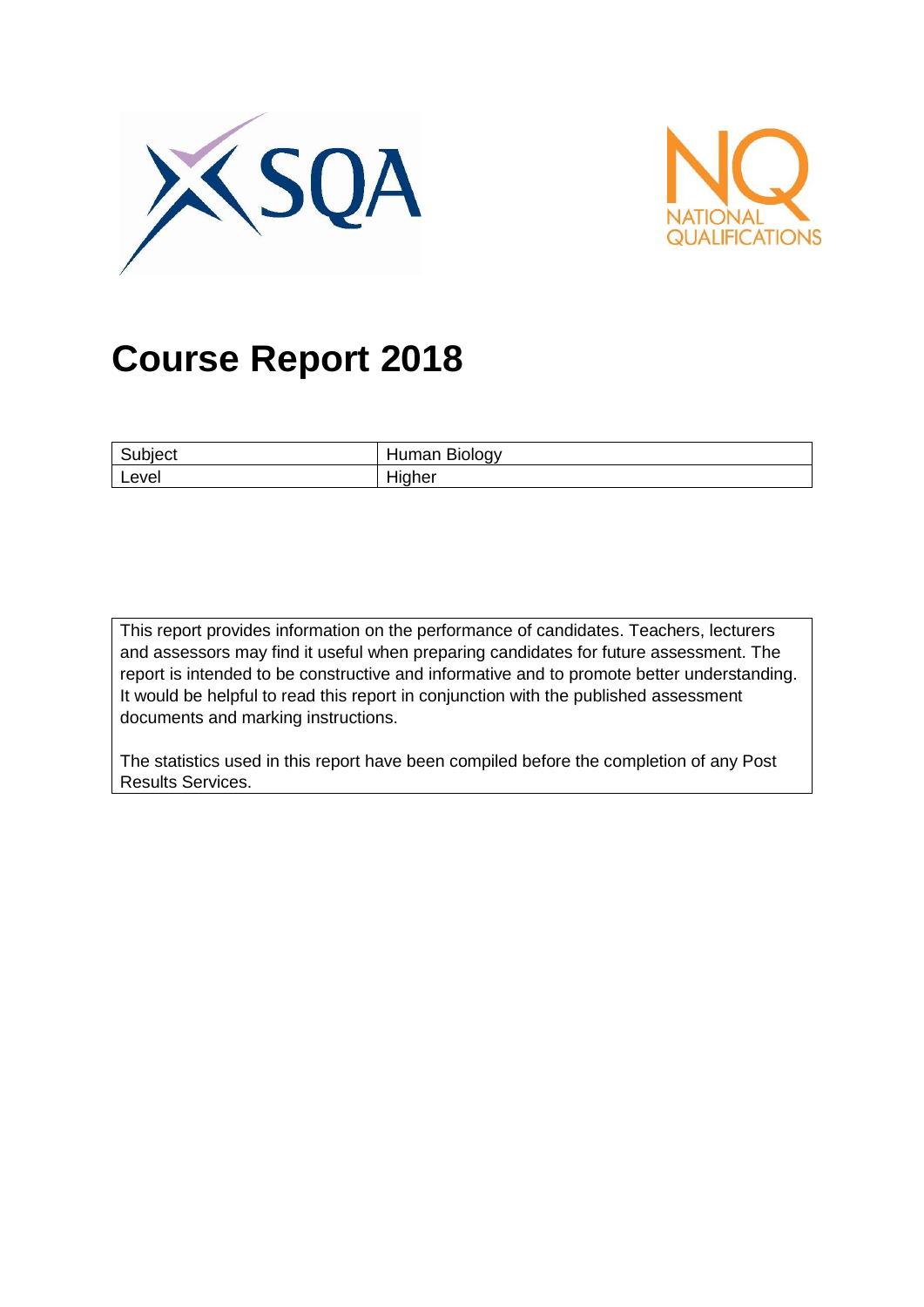# Course Report 2018

| Subject | Human Biology |
|---|---|
| Level | Higher |

This report provides information on the performance of candidates. Teachers, lecturers and assessors may find it useful when preparing candidates for future assessment. The report is intended to be constructive and informative and to promote better understanding. It would be helpful to read this report in conjunction with the published assessment documents and marking instructions.

The statistics used in this report have been compiled before the completion of any Post Results Services.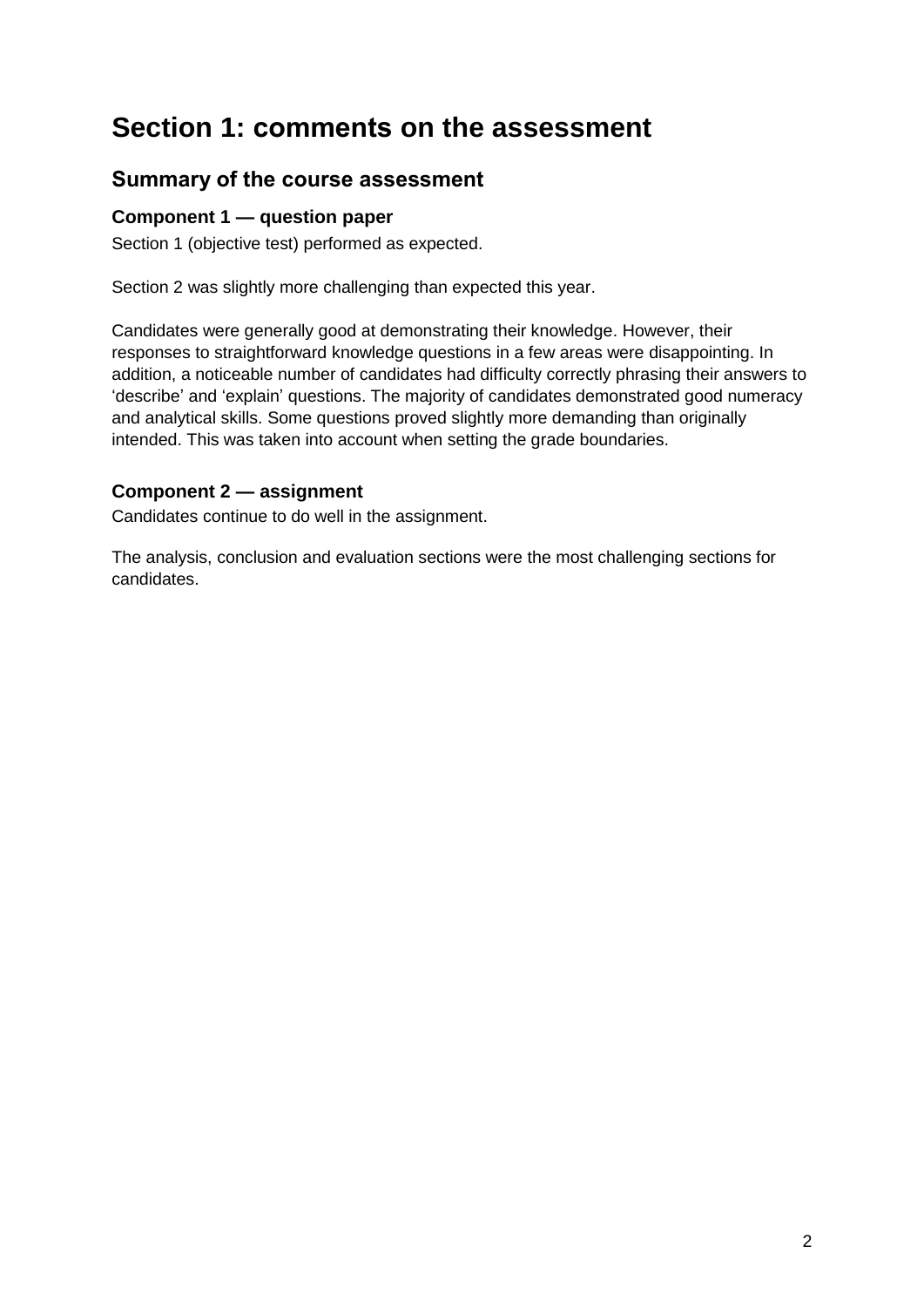# Section 1: comments on the assessment

## Summary of the course assessment

### Component 1 — question paper

Section 1 (objective test) performed as expected.

Section 2 was slightly more challenging than expected this year.

Candidates were generally good at demonstrating their knowledge. However, their responses to straightforward knowledge questions in a few areas were disappointing. In addition, a noticeable number of candidates had difficulty correctly phrasing their answers to 'describe' and 'explain' questions. The majority of candidates demonstrated good numeracy and analytical skills. Some questions proved slightly more demanding than originally intended. This was taken into account when setting the grade boundaries.

### Component 2 — assignment

Candidates continue to do well in the assignment.

The analysis, conclusion and evaluation sections were the most challenging sections for candidates.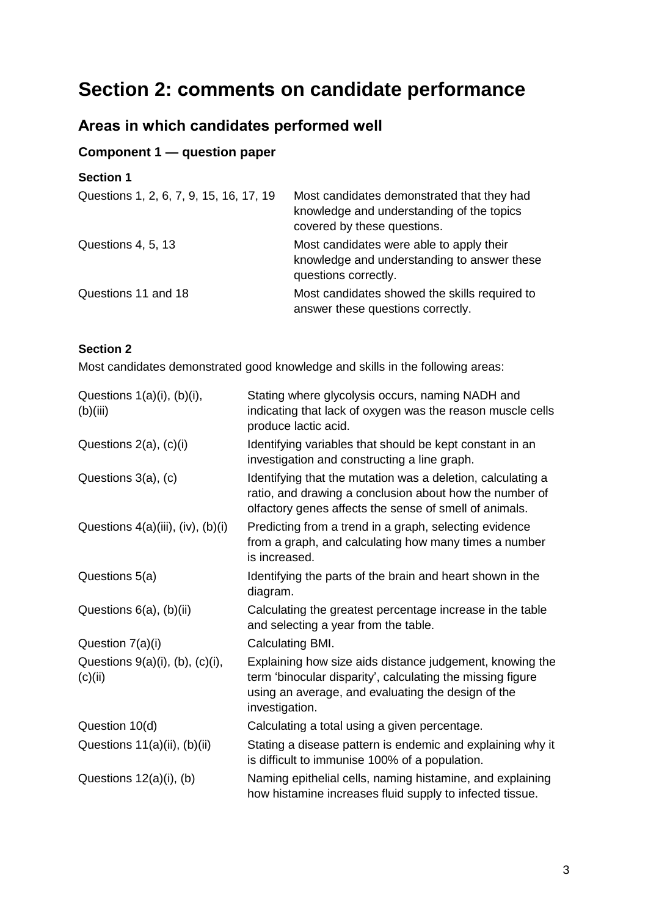# Section 2: comments on candidate performance

## Areas in which candidates performed well

### Component 1 — question paper

**Section 1**

| | |
|---|---|
| Questions 1, 2, 6, 7, 9, 15, 16, 17, 19 | Most candidates demonstrated that they had knowledge and understanding of the topics covered by these questions. |
| Questions 4, 5, 13 | Most candidates were able to apply their knowledge and understanding to answer these questions correctly. |
| Questions 11 and 18 | Most candidates showed the skills required to answer these questions correctly. |

**Section 2**

Most candidates demonstrated good knowledge and skills in the following areas:

| | |
|---|---|
| Questions 1(a)(i), (b)(i), (b)(iii) | Stating where glycolysis occurs, naming NADH and indicating that lack of oxygen was the reason muscle cells produce lactic acid. |
| Questions 2(a), (c)(i) | Identifying variables that should be kept constant in an investigation and constructing a line graph. |
| Questions 3(a), (c) | Identifying that the mutation was a deletion, calculating a ratio, and drawing a conclusion about how the number of olfactory genes affects the sense of smell of animals. |
| Questions 4(a)(iii), (iv), (b)(i) | Predicting from a trend in a graph, selecting evidence from a graph, and calculating how many times a number is increased. |
| Questions 5(a) | Identifying the parts of the brain and heart shown in the diagram. |
| Questions 6(a), (b)(ii) | Calculating the greatest percentage increase in the table and selecting a year from the table. |
| Question 7(a)(i) | Calculating BMI. |
| Questions 9(a)(i), (b), (c)(i), (c)(ii) | Explaining how size aids distance judgement, knowing the term 'binocular disparity', calculating the missing figure using an average, and evaluating the design of the investigation. |
| Question 10(d) | Calculating a total using a given percentage. |
| Questions 11(a)(ii), (b)(ii) | Stating a disease pattern is endemic and explaining why it is difficult to immunise 100% of a population. |
| Questions 12(a)(i), (b) | Naming epithelial cells, naming histamine, and explaining how histamine increases fluid supply to infected tissue. |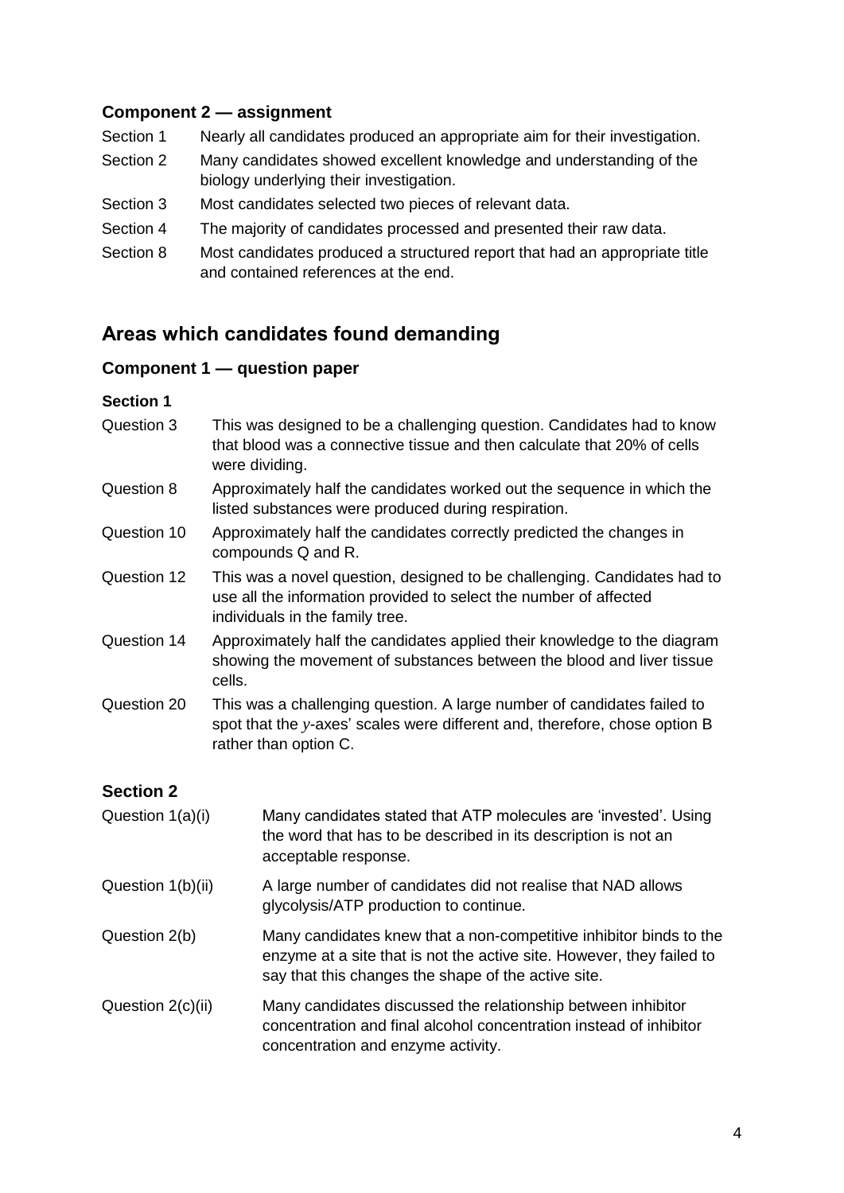### Component 2 — assignment

| | |
|---|---|
| Section 1 | Nearly all candidates produced an appropriate aim for their investigation. |
| Section 2 | Many candidates showed excellent knowledge and understanding of the biology underlying their investigation. |
| Section 3 | Most candidates selected two pieces of relevant data. |
| Section 4 | The majority of candidates processed and presented their raw data. |
| Section 8 | Most candidates produced a structured report that had an appropriate title and contained references at the end. |

## Areas which candidates found demanding

### Component 1 — question paper

#### Section 1

| | |
|---|---|
| Question 3 | This was designed to be a challenging question. Candidates had to know that blood was a connective tissue and then calculate that 20% of cells were dividing. |
| Question 8 | Approximately half the candidates worked out the sequence in which the listed substances were produced during respiration. |
| Question 10 | Approximately half the candidates correctly predicted the changes in compounds Q and R. |
| Question 12 | This was a novel question, designed to be challenging. Candidates had to use all the information provided to select the number of affected individuals in the family tree. |
| Question 14 | Approximately half the candidates applied their knowledge to the diagram showing the movement of substances between the blood and liver tissue cells. |
| Question 20 | This was a challenging question. A large number of candidates failed to spot that the *y*-axes' scales were different and, therefore, chose option B rather than option C. |

#### Section 2

| | |
|---|---|
| Question 1(a)(i) | Many candidates stated that ATP molecules are 'invested'. Using the word that has to be described in its description is not an acceptable response. |
| Question 1(b)(ii) | A large number of candidates did not realise that NAD allows glycolysis/ATP production to continue. |
| Question 2(b) | Many candidates knew that a non-competitive inhibitor binds to the enzyme at a site that is not the active site. However, they failed to say that this changes the shape of the active site. |
| Question 2(c)(ii) | Many candidates discussed the relationship between inhibitor concentration and final alcohol concentration instead of inhibitor concentration and enzyme activity. |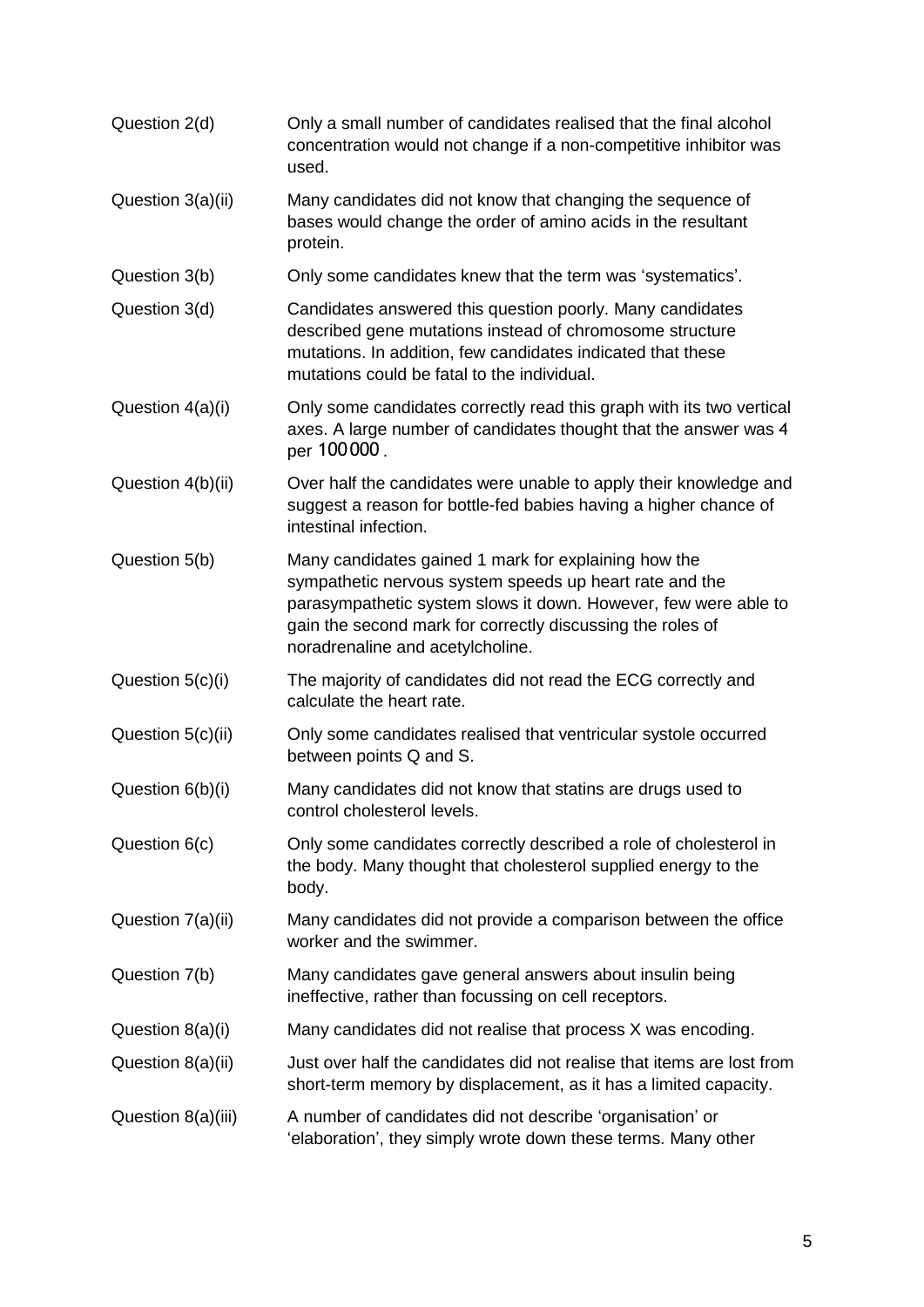| | |
|---|---|
| Question 2(d) | Only a small number of candidates realised that the final alcohol concentration would not change if a non-competitive inhibitor was used. |
| Question 3(a)(ii) | Many candidates did not know that changing the sequence of bases would change the order of amino acids in the resultant protein. |
| Question 3(b) | Only some candidates knew that the term was 'systematics'. |
| Question 3(d) | Candidates answered this question poorly. Many candidates described gene mutations instead of chromosome structure mutations. In addition, few candidates indicated that these mutations could be fatal to the individual. |
| Question 4(a)(i) | Only some candidates correctly read this graph with its two vertical axes. A large number of candidates thought that the answer was 4 per 100 000. |
| Question 4(b)(ii) | Over half the candidates were unable to apply their knowledge and suggest a reason for bottle-fed babies having a higher chance of intestinal infection. |
| Question 5(b) | Many candidates gained 1 mark for explaining how the sympathetic nervous system speeds up heart rate and the parasympathetic system slows it down. However, few were able to gain the second mark for correctly discussing the roles of noradrenaline and acetylcholine. |
| Question 5(c)(i) | The majority of candidates did not read the ECG correctly and calculate the heart rate. |
| Question 5(c)(ii) | Only some candidates realised that ventricular systole occurred between points Q and S. |
| Question 6(b)(i) | Many candidates did not know that statins are drugs used to control cholesterol levels. |
| Question 6(c) | Only some candidates correctly described a role of cholesterol in the body. Many thought that cholesterol supplied energy to the body. |
| Question 7(a)(ii) | Many candidates did not provide a comparison between the office worker and the swimmer. |
| Question 7(b) | Many candidates gave general answers about insulin being ineffective, rather than focussing on cell receptors. |
| Question 8(a)(i) | Many candidates did not realise that process X was encoding. |
| Question 8(a)(ii) | Just over half the candidates did not realise that items are lost from short-term memory by displacement, as it has a limited capacity. |
| Question 8(a)(iii) | A number of candidates did not describe 'organisation' or 'elaboration', they simply wrote down these terms. Many other |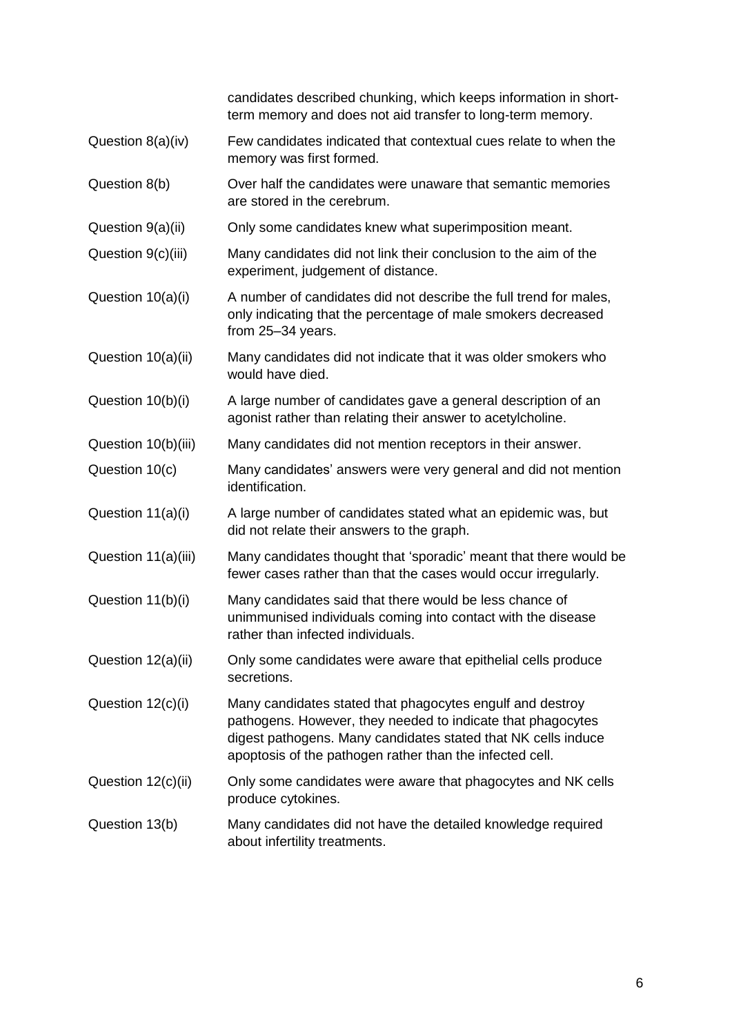| | |
|---|---|
| | candidates described chunking, which keeps information in short-term memory and does not aid transfer to long-term memory. |
| Question 8(a)(iv) | Few candidates indicated that contextual cues relate to when the memory was first formed. |
| Question 8(b) | Over half the candidates were unaware that semantic memories are stored in the cerebrum. |
| Question 9(a)(ii) | Only some candidates knew what superimposition meant. |
| Question 9(c)(iii) | Many candidates did not link their conclusion to the aim of the experiment, judgement of distance. |
| Question 10(a)(i) | A number of candidates did not describe the full trend for males, only indicating that the percentage of male smokers decreased from 25–34 years. |
| Question 10(a)(ii) | Many candidates did not indicate that it was older smokers who would have died. |
| Question 10(b)(i) | A large number of candidates gave a general description of an agonist rather than relating their answer to acetylcholine. |
| Question 10(b)(iii) | Many candidates did not mention receptors in their answer. |
| Question 10(c) | Many candidates' answers were very general and did not mention identification. |
| Question 11(a)(i) | A large number of candidates stated what an epidemic was, but did not relate their answers to the graph. |
| Question 11(a)(iii) | Many candidates thought that 'sporadic' meant that there would be fewer cases rather than that the cases would occur irregularly. |
| Question 11(b)(i) | Many candidates said that there would be less chance of unimmunised individuals coming into contact with the disease rather than infected individuals. |
| Question 12(a)(ii) | Only some candidates were aware that epithelial cells produce secretions. |
| Question 12(c)(i) | Many candidates stated that phagocytes engulf and destroy pathogens. However, they needed to indicate that phagocytes digest pathogens. Many candidates stated that NK cells induce apoptosis of the pathogen rather than the infected cell. |
| Question 12(c)(ii) | Only some candidates were aware that phagocytes and NK cells produce cytokines. |
| Question 13(b) | Many candidates did not have the detailed knowledge required about infertility treatments. |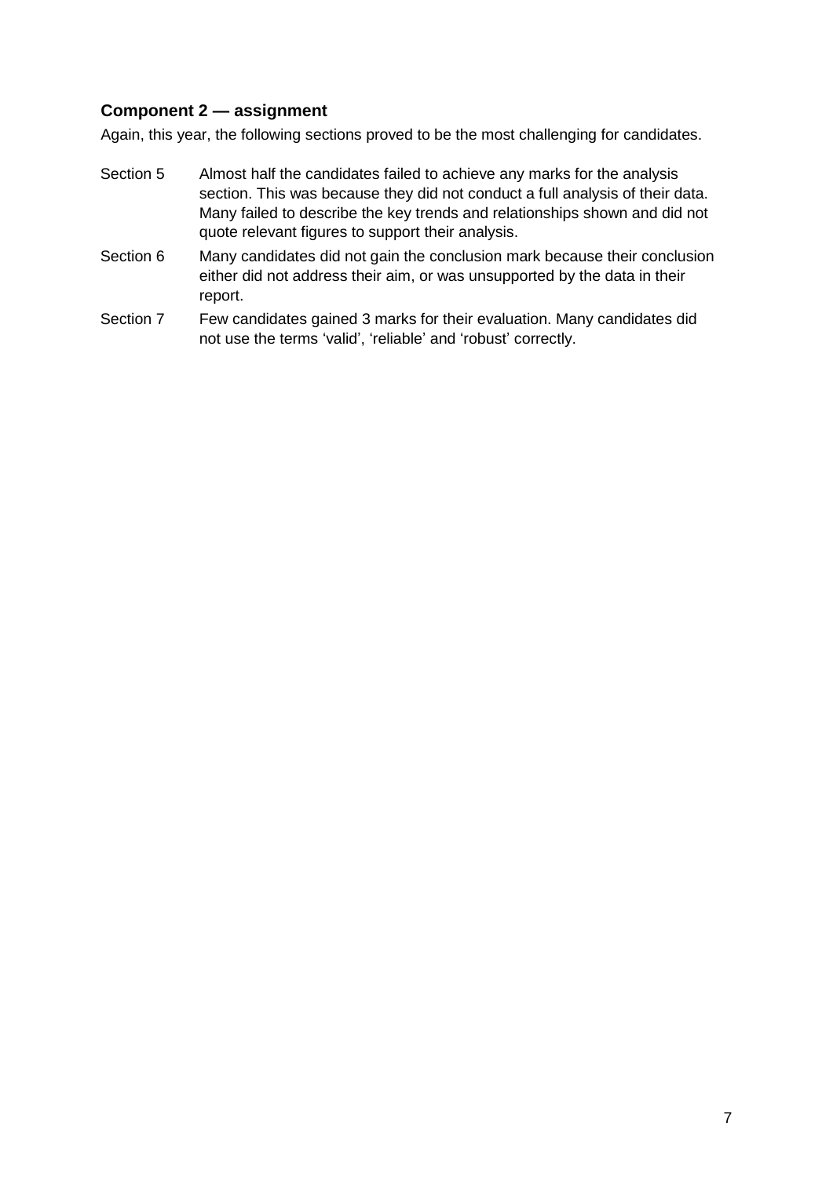### Component 2 — assignment

Again, this year, the following sections proved to be the most challenging for candidates.

| | |
|---|---|
| Section 5 | Almost half the candidates failed to achieve any marks for the analysis section. This was because they did not conduct a full analysis of their data. Many failed to describe the key trends and relationships shown and did not quote relevant figures to support their analysis. |
| Section 6 | Many candidates did not gain the conclusion mark because their conclusion either did not address their aim, or was unsupported by the data in their report. |
| Section 7 | Few candidates gained 3 marks for their evaluation. Many candidates did not use the terms 'valid', 'reliable' and 'robust' correctly. |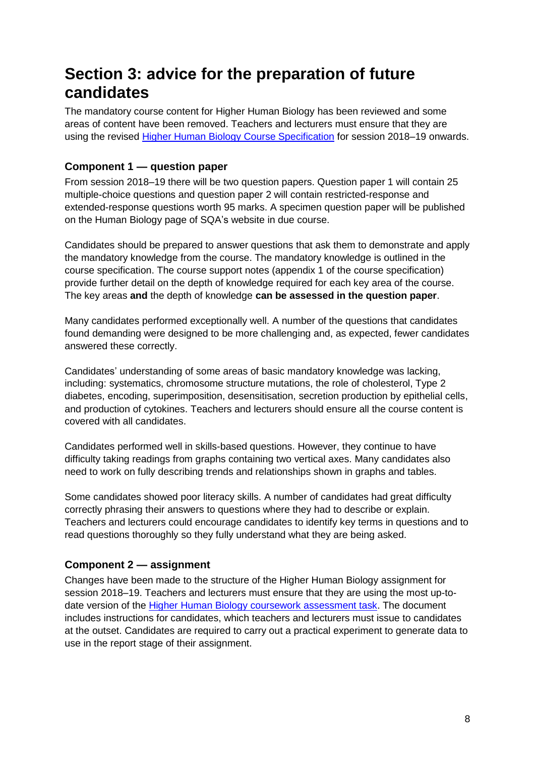# Section 3: advice for the preparation of future candidates

The mandatory course content for Higher Human Biology has been reviewed and some areas of content have been removed. Teachers and lecturers must ensure that they are using the revised [Higher Human Biology Course Specification](#) for session 2018–19 onwards.

### Component 1 — question paper

From session 2018–19 there will be two question papers. Question paper 1 will contain 25 multiple-choice questions and question paper 2 will contain restricted-response and extended-response questions worth 95 marks. A specimen question paper will be published on the Human Biology page of SQA's website in due course.

Candidates should be prepared to answer questions that ask them to demonstrate and apply the mandatory knowledge from the course. The mandatory knowledge is outlined in the course specification. The course support notes (appendix 1 of the course specification) provide further detail on the depth of knowledge required for each key area of the course. The key areas **and** the depth of knowledge **can be assessed in the question paper**.

Many candidates performed exceptionally well. A number of the questions that candidates found demanding were designed to be more challenging and, as expected, fewer candidates answered these correctly.

Candidates' understanding of some areas of basic mandatory knowledge was lacking, including: systematics, chromosome structure mutations, the role of cholesterol, Type 2 diabetes, encoding, superimposition, desensitisation, secretion production by epithelial cells, and production of cytokines. Teachers and lecturers should ensure all the course content is covered with all candidates.

Candidates performed well in skills-based questions. However, they continue to have difficulty taking readings from graphs containing two vertical axes. Many candidates also need to work on fully describing trends and relationships shown in graphs and tables.

Some candidates showed poor literacy skills. A number of candidates had great difficulty correctly phrasing their answers to questions where they had to describe or explain. Teachers and lecturers could encourage candidates to identify key terms in questions and to read questions thoroughly so they fully understand what they are being asked.

### Component 2 — assignment

Changes have been made to the structure of the Higher Human Biology assignment for session 2018–19. Teachers and lecturers must ensure that they are using the most up-to-date version of the [Higher Human Biology coursework assessment task](#). The document includes instructions for candidates, which teachers and lecturers must issue to candidates at the outset. Candidates are required to carry out a practical experiment to generate data to use in the report stage of their assignment.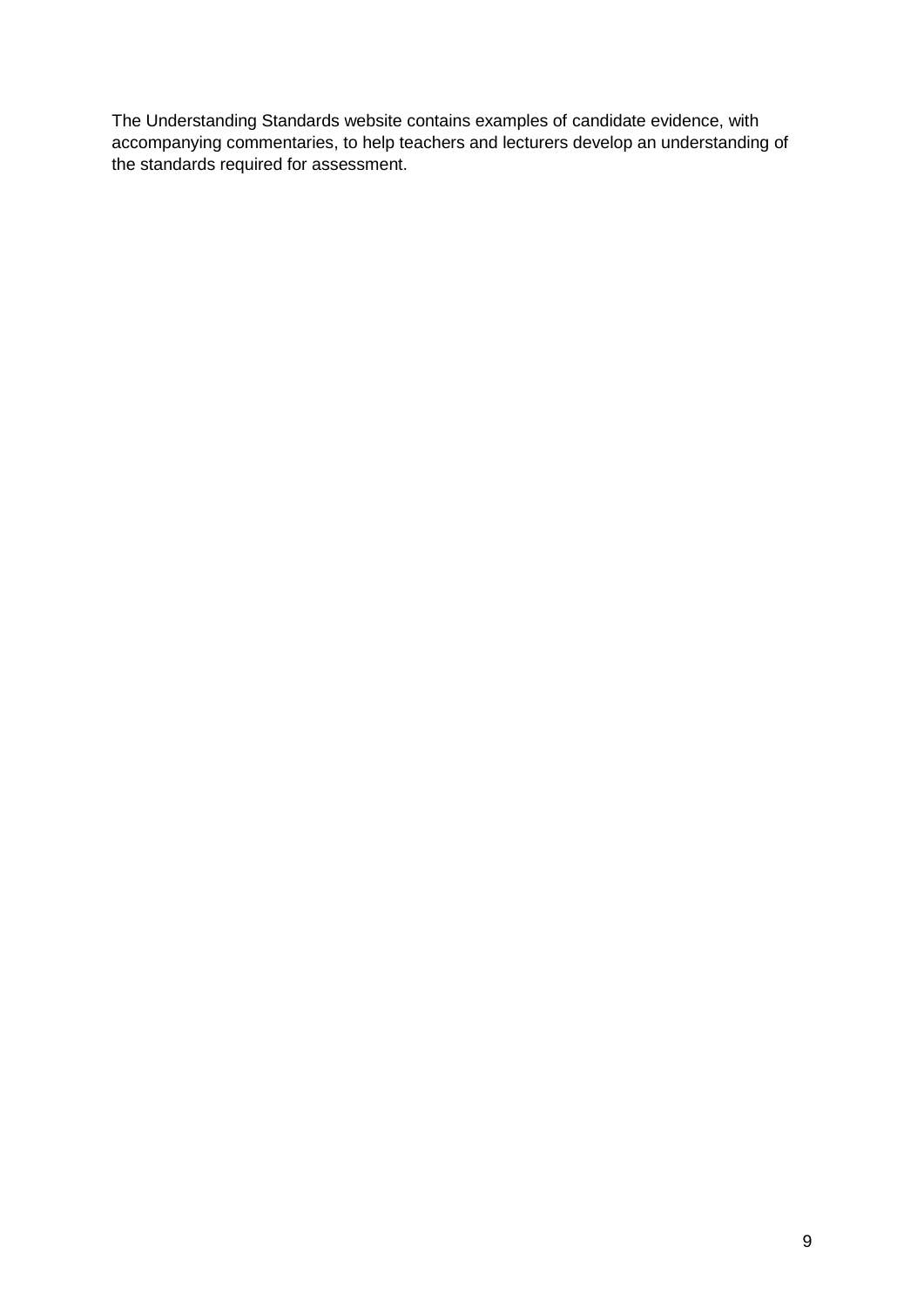The Understanding Standards website contains examples of candidate evidence, with accompanying commentaries, to help teachers and lecturers develop an understanding of the standards required for assessment.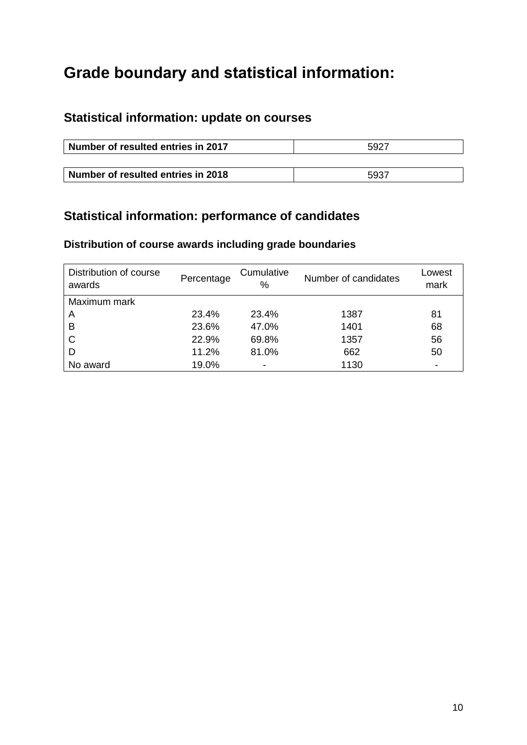# Grade boundary and statistical information:

## Statistical information: update on courses

| **Number of resulted entries in 2017** | 5927 |
|---|---|

| **Number of resulted entries in 2018** | 5937 |
|---|---|

## Statistical information: performance of candidates

### Distribution of course awards including grade boundaries

| Distribution of course awards | Percentage | Cumulative % | Number of candidates | Lowest mark |
|---|---|---|---|---|
| Maximum mark | | | | |
| A | 23.4% | 23.4% | 1387 | 81 |
| B | 23.6% | 47.0% | 1401 | 68 |
| C | 22.9% | 69.8% | 1357 | 56 |
| D | 11.2% | 81.0% | 662 | 50 |
| No award | 19.0% | - | 1130 | - |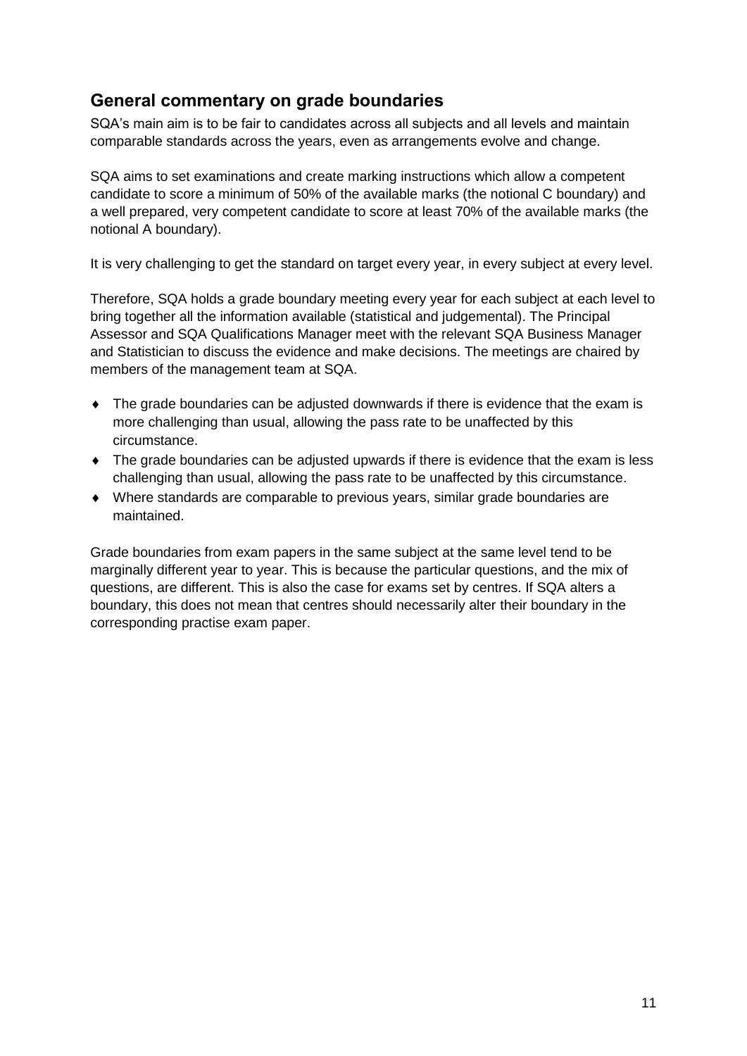## General commentary on grade boundaries

SQA's main aim is to be fair to candidates across all subjects and all levels and maintain comparable standards across the years, even as arrangements evolve and change.

SQA aims to set examinations and create marking instructions which allow a competent candidate to score a minimum of 50% of the available marks (the notional C boundary) and a well prepared, very competent candidate to score at least 70% of the available marks (the notional A boundary).

It is very challenging to get the standard on target every year, in every subject at every level.

Therefore, SQA holds a grade boundary meeting every year for each subject at each level to bring together all the information available (statistical and judgemental). The Principal Assessor and SQA Qualifications Manager meet with the relevant SQA Business Manager and Statistician to discuss the evidence and make decisions. The meetings are chaired by members of the management team at SQA.

- The grade boundaries can be adjusted downwards if there is evidence that the exam is more challenging than usual, allowing the pass rate to be unaffected by this circumstance.
- The grade boundaries can be adjusted upwards if there is evidence that the exam is less challenging than usual, allowing the pass rate to be unaffected by this circumstance.
- Where standards are comparable to previous years, similar grade boundaries are maintained.

Grade boundaries from exam papers in the same subject at the same level tend to be marginally different year to year. This is because the particular questions, and the mix of questions, are different. This is also the case for exams set by centres. If SQA alters a boundary, this does not mean that centres should necessarily alter their boundary in the corresponding practise exam paper.